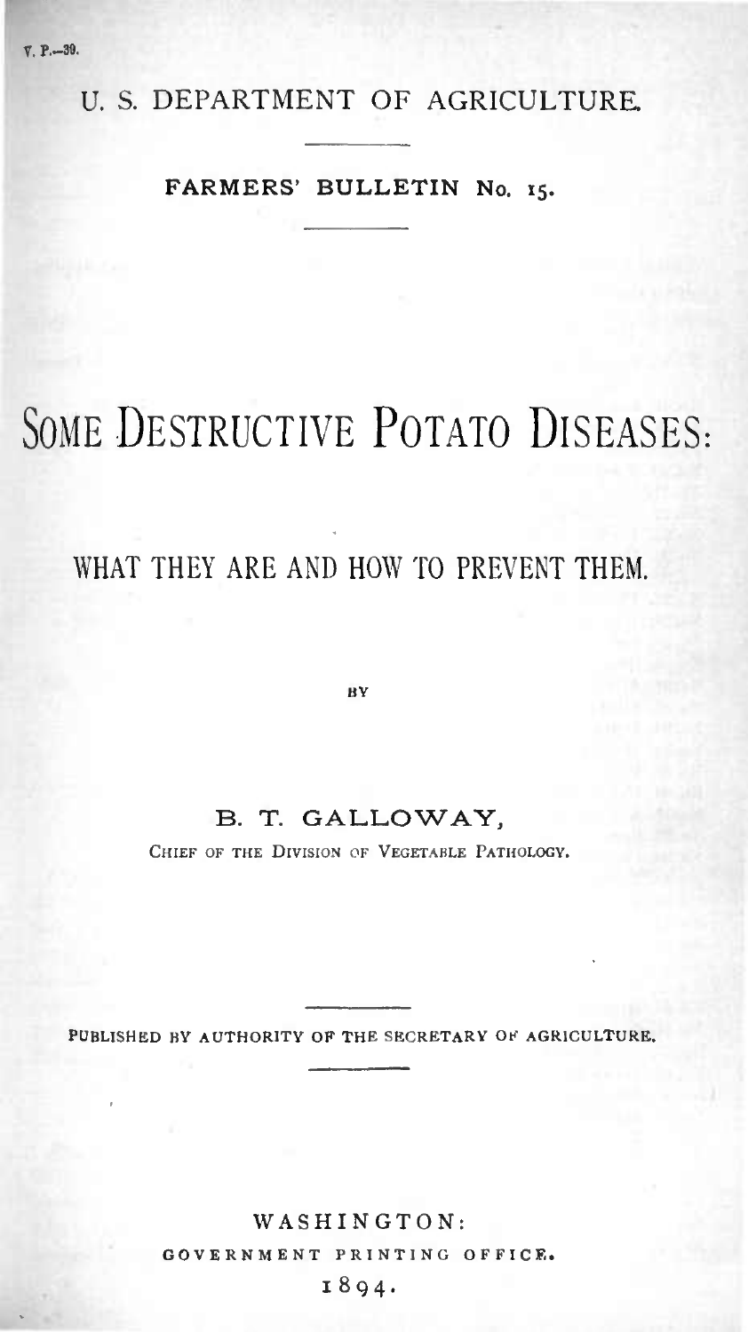V. P.—39.

U. S. DEPARTMENT OF AGRICULTURE.

FARMERS' BULLETIN No. 15.

# SOME DESTRUCTIVE POTATO DISEASES:

## WHAT THEY ARE AND HOW TO PREVENT THEM.

BY

B. T. GALLOWAY,

CHIEF OF THE DIVISION OF VEGETABLE PATHOLOGY.

PUBLISHED BY AUTHORITY OF THE SECRETARY OF AGRICULTURE.

WASHINGTON:
GOVERNMENT PRINTING OFFICE.
1894.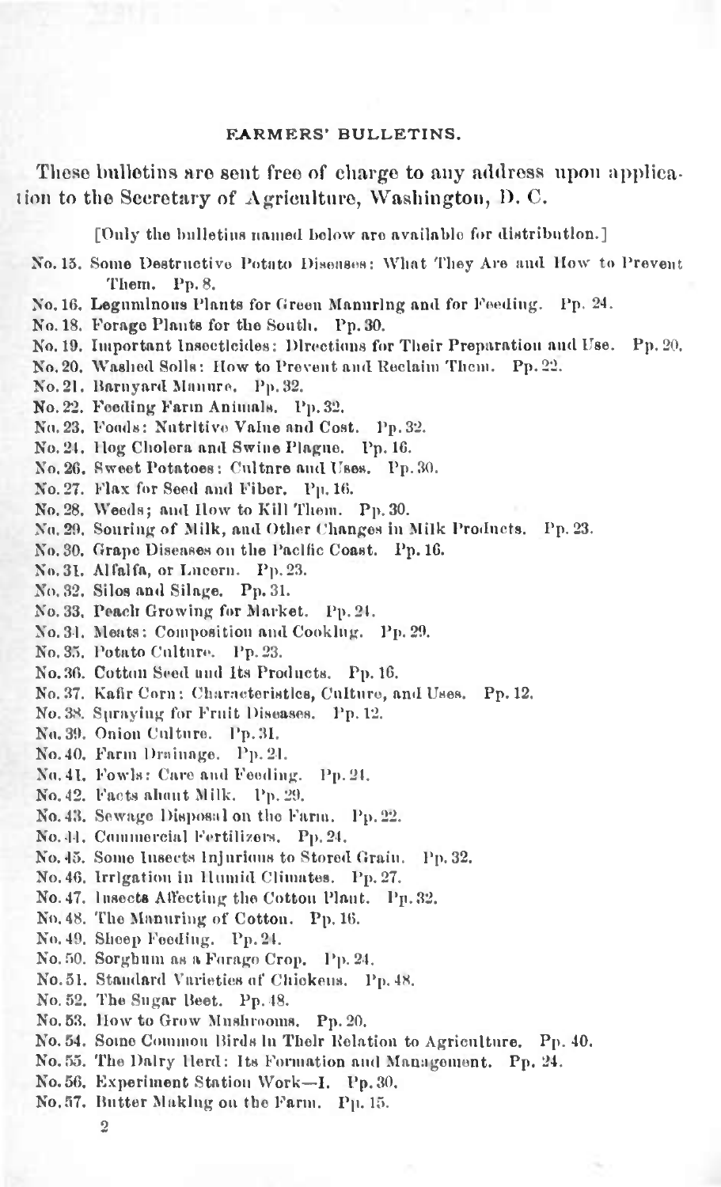## FARMERS' BULLETINS.

These bulletins are sent free of charge to any address upon application to the Secretary of Agriculture, Washington, D. C.

[Only the bulletins named below are available for distribution.]

No. 15. Some Destructive Potato Diseases: What They Are and How to Prevent Them. Pp. 8.
No. 16. Leguminous Plants for Green Manuring and for Feeding. Pp. 24.
No. 18. Forage Plants for the South. Pp. 30.
No. 19. Important Insecticides: Directions for Their Preparation and Use. Pp. 20.
No. 20. Washed Soils: How to Prevent and Reclaim Them. Pp. 22.
No. 21. Barnyard Manure. Pp. 32.
No. 22. Feeding Farm Animals. Pp. 32.
No. 23. Foods: Nutritive Value and Cost. Pp. 32.
No. 24. Hog Cholera and Swine Plague. Pp. 16.
No. 26. Sweet Potatoes: Culture and Uses. Pp. 30.
No. 27. Flax for Seed and Fiber. Pp. 16.
No. 28. Weeds; and How to Kill Them. Pp. 30.
No. 29. Souring of Milk, and Other Changes in Milk Products. Pp. 23.
No. 30. Grape Diseases on the Pacific Coast. Pp. 16.
No. 31. Alfalfa, or Lucern. Pp. 23.
No. 32. Silos and Silage. Pp. 31.
No. 33. Peach Growing for Market. Pp. 24.
No. 34. Meats: Composition and Cooking. Pp. 29.
No. 35. Potato Culture. Pp. 23.
No. 36. Cotton Seed and Its Products. Pp. 16.
No. 37. Kafir Corn: Characteristics, Culture, and Uses. Pp. 12.
No. 38. Spraying for Fruit Diseases. Pp. 12.
No. 39. Onion Culture. Pp. 31.
No. 40. Farm Drainage. Pp. 24.
No. 41. Fowls: Care and Feeding. Pp. 24.
No. 42. Facts about Milk. Pp. 29.
No. 43. Sewage Disposal on the Farm. Pp. 22.
No. 44. Commercial Fertilizers. Pp. 24.
No. 45. Some Insects Injurious to Stored Grain. Pp. 32.
No. 46. Irrigation in Humid Climates. Pp. 27.
No. 47. Insects Affecting the Cotton Plant. Pp. 32.
No. 48. The Manuring of Cotton. Pp. 16.
No. 49. Sheep Feeding. Pp. 24.
No. 50. Sorghum as a Forage Crop. Pp. 24.
No. 51. Standard Varieties of Chickens. Pp. 48.
No. 52. The Sugar Beet. Pp. 48.
No. 53. How to Grow Mushrooms. Pp. 20.
No. 54. Some Common Birds in Their Relation to Agriculture. Pp. 40.
No. 55. The Dairy Herd: Its Formation and Management. Pp. 24.
No. 56. Experiment Station Work—I. Pp. 30.
No. 57. Butter Making on the Farm. Pp. 15.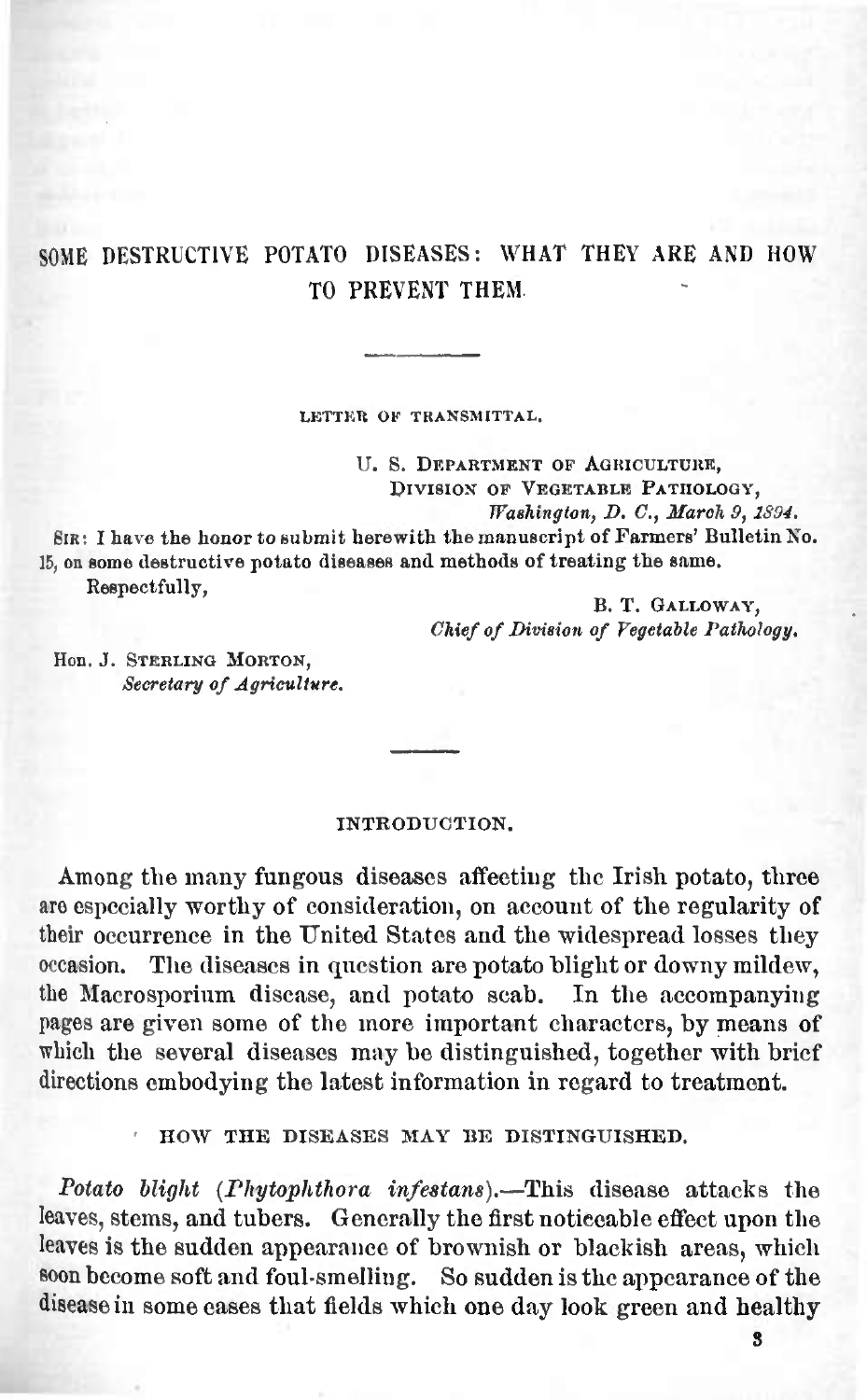# SOME DESTRUCTIVE POTATO DISEASES: WHAT THEY ARE AND HOW TO PREVENT THEM.

---

LETTER OF TRANSMITTAL.

U. S. DEPARTMENT OF AGRICULTURE,
DIVISION OF VEGETABLE PATHOLOGY,
*Washington, D. C., March 9, 1894.*

SIR: I have the honor to submit herewith the manuscript of Farmers' Bulletin No. 15, on some destructive potato diseases and methods of treating the same.

Respectfully,

B. T. GALLOWAY,
*Chief of Division of Vegetable Pathology.*

Hon. J. STERLING MORTON,
*Secretary of Agriculture.*

---

## INTRODUCTION.

Among the many fungous diseases affecting the Irish potato, three are especially worthy of consideration, on account of the regularity of their occurrence in the United States and the widespread losses they occasion. The diseases in question are potato blight or downy mildew, the Macrosporium disease, and potato scab. In the accompanying pages are given some of the more important characters, by means of which the several diseases may be distinguished, together with brief directions embodying the latest information in regard to treatment.

### HOW THE DISEASES MAY BE DISTINGUISHED.

*Potato blight (Phytophthora infestans).*—This disease attacks the leaves, stems, and tubers. Generally the first noticeable effect upon the leaves is the sudden appearance of brownish or blackish areas, which soon become soft and foul-smelling. So sudden is the appearance of the disease in some cases that fields which one day look green and healthy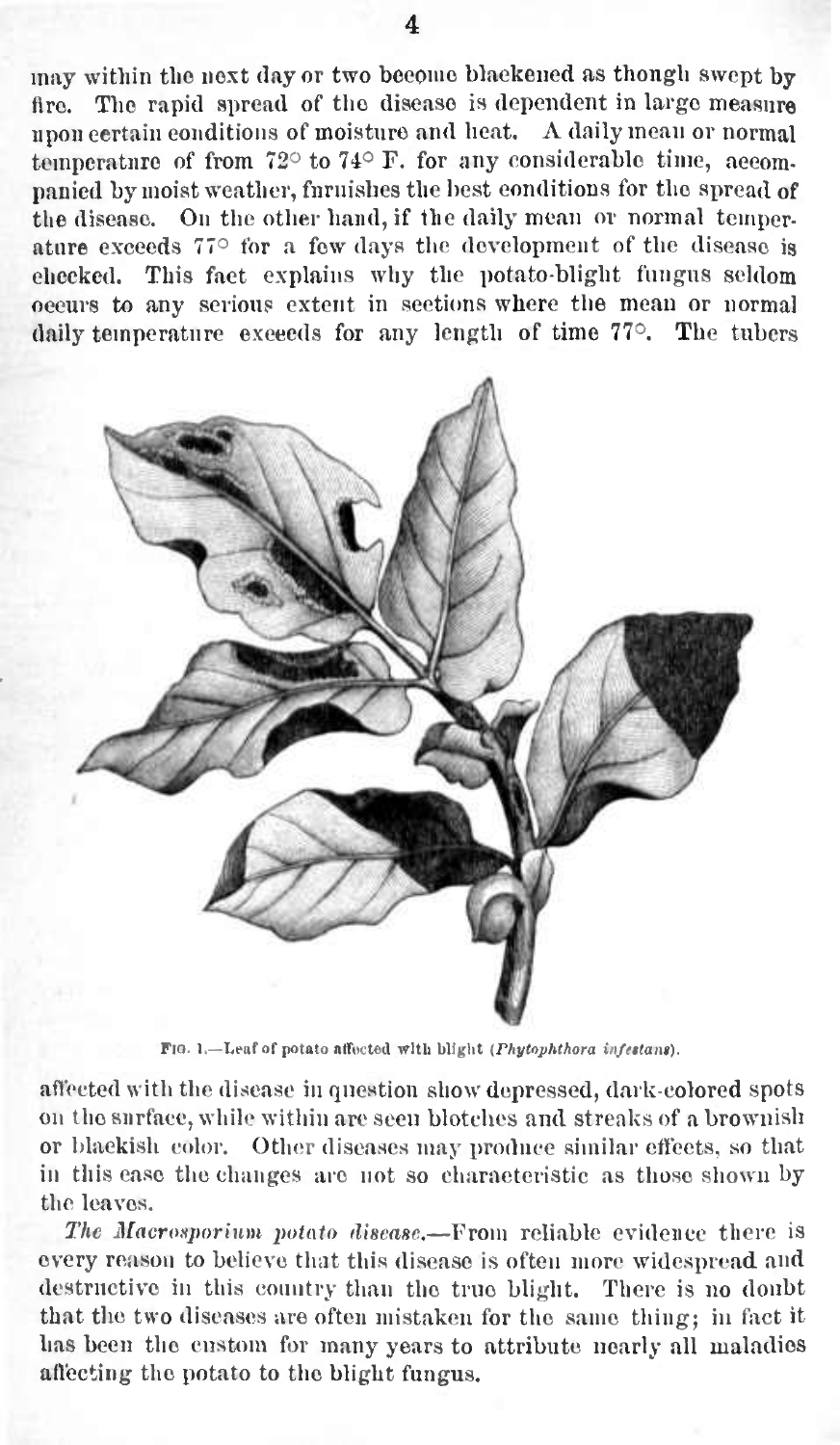may within the next day or two become blackened as though swept by fire. The rapid spread of the disease is dependent in large measure upon certain conditions of moisture and heat. A daily mean or normal temperature of from 72° to 74° F. for any considerable time, accompanied by moist weather, furnishes the best conditions for the spread of the disease. On the other hand, if the daily mean or normal temperature exceeds 77° for a few days the development of the disease is checked. This fact explains why the potato-blight fungus seldom occurs to any serious extent in sections where the mean or normal daily temperature exceeds for any length of time 77°. The tubers

FIG. 1.—Leaf of potato affected with blight (*Phytophthora infestans*).

affected with the disease in question show depressed, dark-colored spots on the surface, while within are seen blotches and streaks of a brownish or blackish color. Other diseases may produce similar effects, so that in this case the changes are not so characteristic as those shown by the leaves.

*The Macrosporium potato disease.*—From reliable evidence there is every reason to believe that this disease is often more widespread and destructive in this country than the true blight. There is no doubt that the two diseases are often mistaken for the same thing; in fact it has been the custom for many years to attribute nearly all maladies affecting the potato to the blight fungus.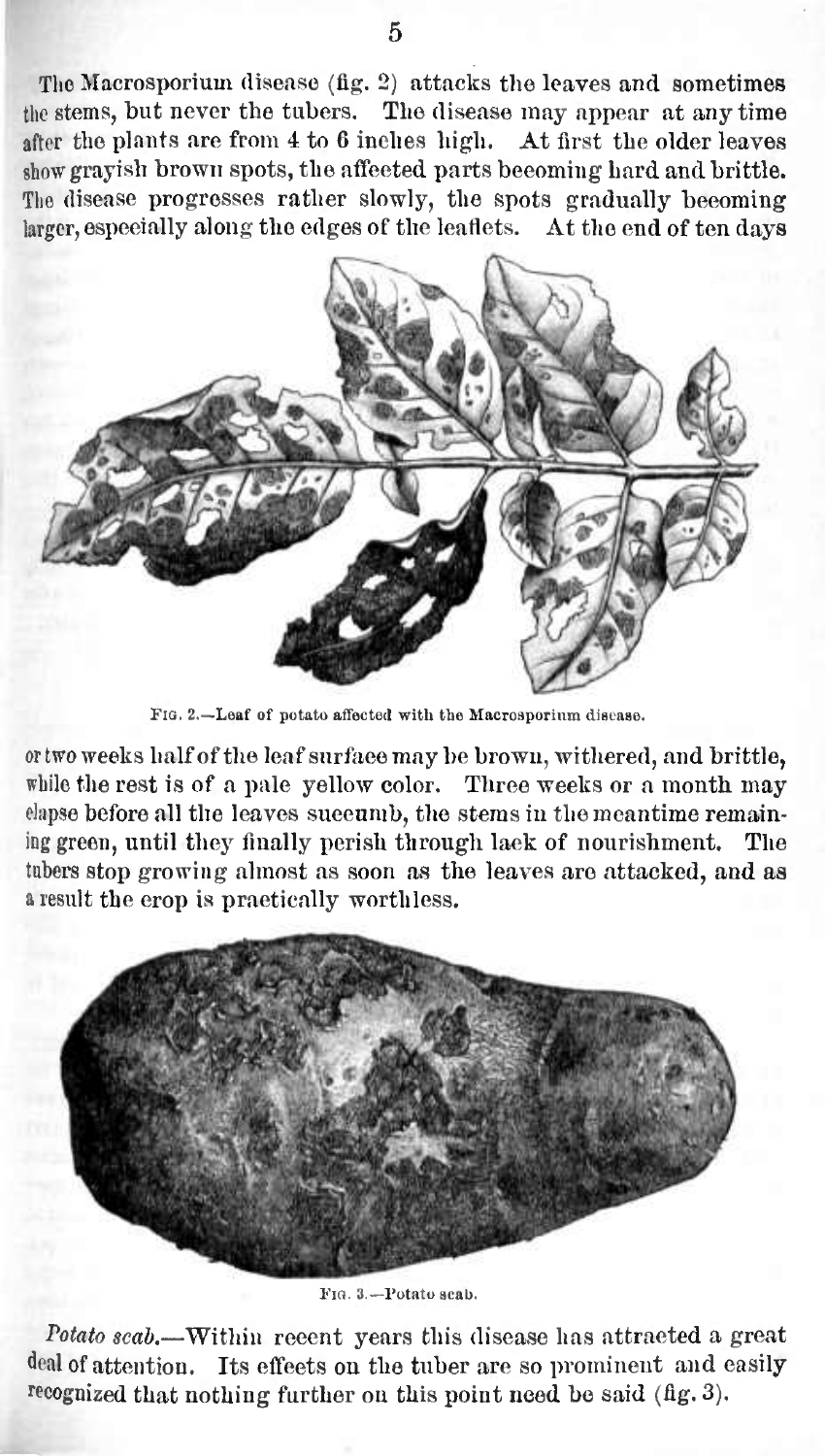The Macrosporium disease (fig. 2) attacks the leaves and sometimes the stems, but never the tubers. The disease may appear at any time after the plants are from 4 to 6 inches high. At first the older leaves show grayish brown spots, the affected parts becoming hard and brittle. The disease progresses rather slowly, the spots gradually becoming larger, especially along the edges of the leaflets. At the end of ten days or two weeks half of the leaf surface may be brown, withered, and brittle, while the rest is of a pale yellow color. Three weeks or a month may elapse before all the leaves succumb, the stems in the meantime remaining green, until they finally perish through lack of nourishment. The tubers stop growing almost as soon as the leaves are attacked, and as a result the crop is practically worthless.

FIG. 2.—Leaf of potato affected with the Macrosporium disease.

FIG. 3.—Potato scab.

*Potato scab.*—Within recent years this disease has attracted a great deal of attention. Its effects on the tuber are so prominent and easily recognized that nothing further on this point need be said (fig. 3).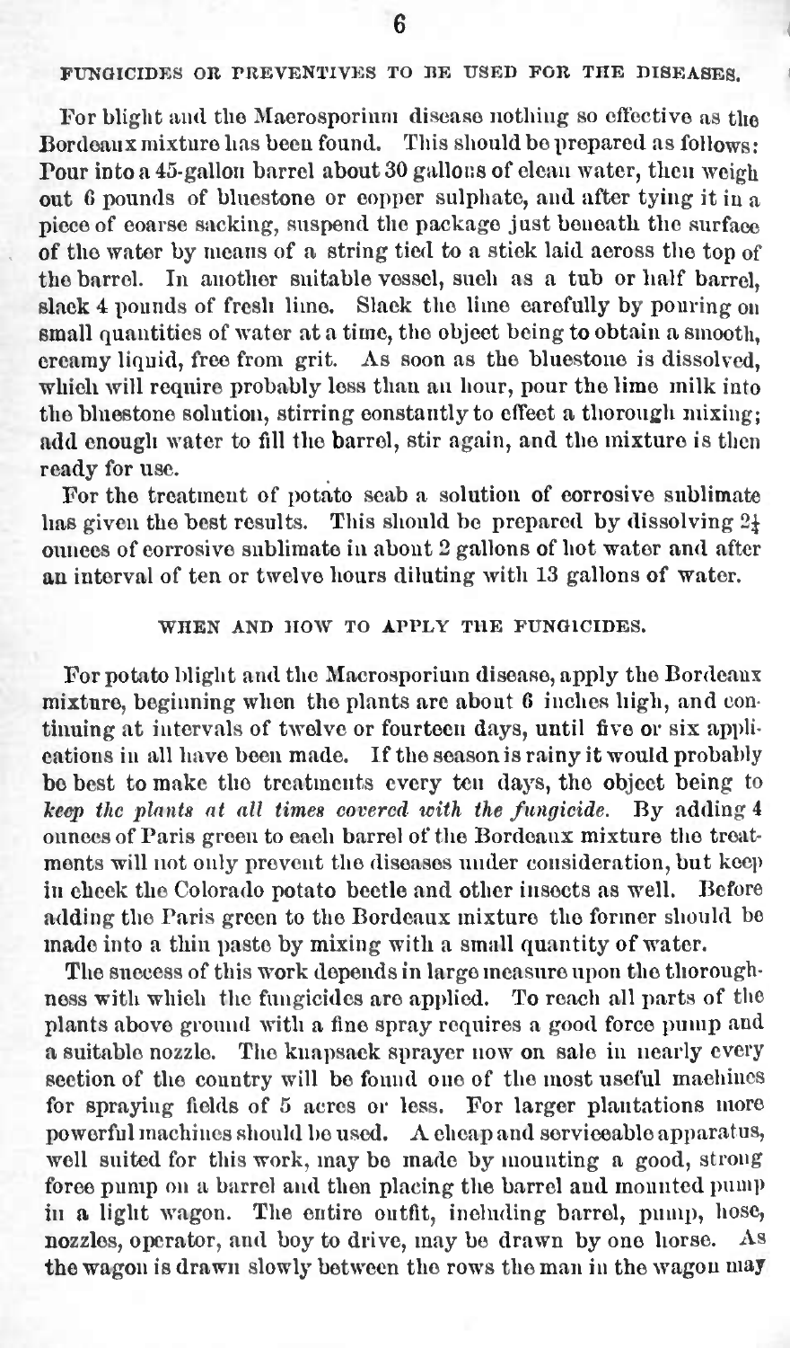## FUNGICIDES OR PREVENTIVES TO BE USED FOR THE DISEASES.

For blight and the Macrosporium disease nothing so effective as the Bordeaux mixture has been found. This should be prepared as follows: Pour into a 45-gallon barrel about 30 gallons of clean water, then weigh out 6 pounds of bluestone or copper sulphate, and after tying it in a piece of coarse sacking, suspend the package just beneath the surface of the water by means of a string tied to a stick laid across the top of the barrel. In another suitable vessel, such as a tub or half barrel, slack 4 pounds of fresh lime. Slack the lime carefully by pouring on small quantities of water at a time, the object being to obtain a smooth, creamy liquid, free from grit. As soon as the bluestone is dissolved, which will require probably less than an hour, pour the lime milk into the bluestone solution, stirring constantly to effect a thorough mixing; add enough water to fill the barrel, stir again, and the mixture is then ready for use.

For the treatment of potato scab a solution of corrosive sublimate has given the best results. This should be prepared by dissolving 2¼ ounces of corrosive sublimate in about 2 gallons of hot water and after an interval of ten or twelve hours diluting with 13 gallons of water.

## WHEN AND HOW TO APPLY THE FUNGICIDES.

For potato blight and the Macrosporium disease, apply the Bordeaux mixture, beginning when the plants are about 6 inches high, and continuing at intervals of twelve or fourteen days, until five or six applications in all have been made. If the season is rainy it would probably be best to make the treatments every ten days, the object being to *keep the plants at all times covered with the fungicide.* By adding 4 ounces of Paris green to each barrel of the Bordeaux mixture the treatments will not only prevent the diseases under consideration, but keep in check the Colorado potato beetle and other insects as well. Before adding the Paris green to the Bordeaux mixture the former should be made into a thin paste by mixing with a small quantity of water.

The success of this work depends in large measure upon the thoroughness with which the fungicides are applied. To reach all parts of the plants above ground with a fine spray requires a good force pump and a suitable nozzle. The knapsack sprayer now on sale in nearly every section of the country will be found one of the most useful machines for spraying fields of 5 acres or less. For larger plantations more powerful machines should be used. A cheap and serviceable apparatus, well suited for this work, may be made by mounting a good, strong force pump on a barrel and then placing the barrel and mounted pump in a light wagon. The entire outfit, including barrel, pump, hose, nozzles, operator, and boy to drive, may be drawn by one horse. As the wagon is drawn slowly between the rows the man in the wagon may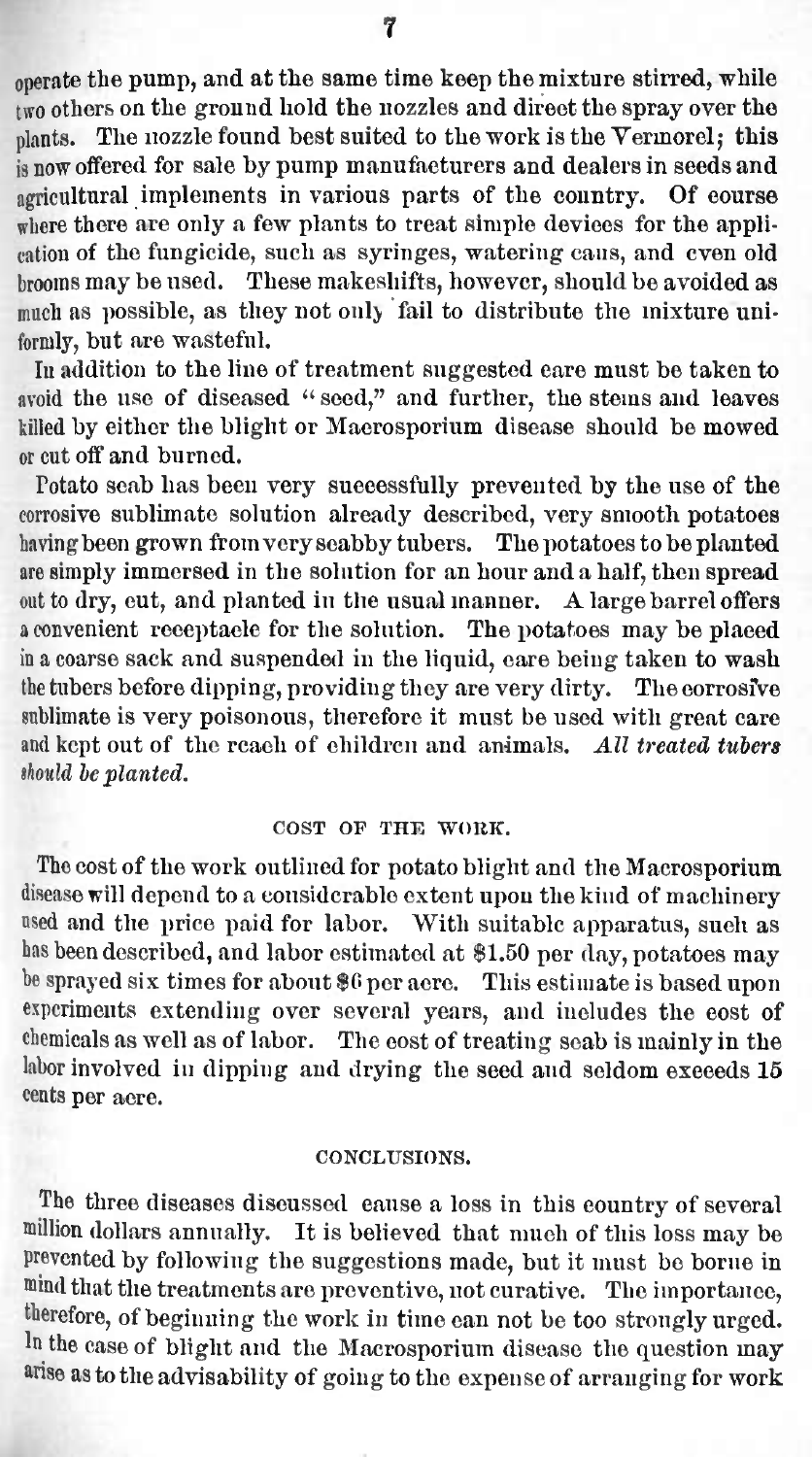operate the pump, and at the same time keep the mixture stirred, while two others on the ground hold the nozzles and direct the spray over the plants. The nozzle found best suited to the work is the Vermorel; this is now offered for sale by pump manufacturers and dealers in seeds and agricultural implements in various parts of the country. Of course where there are only a few plants to treat simple devices for the application of the fungicide, such as syringes, watering cans, and even old brooms may be used. These makeshifts, however, should be avoided as much as possible, as they not only fail to distribute the mixture uniformly, but are wasteful.

In addition to the line of treatment suggested care must be taken to avoid the use of diseased "seed," and further, the stems and leaves killed by either the blight or Macrosporium disease should be mowed or cut off and burned.

Potato scab has been very successfully prevented by the use of the corrosive sublimate solution already described, very smooth potatoes having been grown from very scabby tubers. The potatoes to be planted are simply immersed in the solution for an hour and a half, then spread out to dry, cut, and planted in the usual manner. A large barrel offers a convenient receptacle for the solution. The potatoes may be placed in a coarse sack and suspended in the liquid, care being taken to wash the tubers before dipping, providing they are very dirty. The corrosive sublimate is very poisonous, therefore it must be used with great care and kept out of the reach of children and animals. *All treated tubers should be planted.*

## COST OF THE WORK.

The cost of the work outlined for potato blight and the Macrosporium disease will depend to a considerable extent upon the kind of machinery used and the price paid for labor. With suitable apparatus, such as has been described, and labor estimated at $1.50 per day, potatoes may be sprayed six times for about $6 per acre. This estimate is based upon experiments extending over several years, and includes the cost of chemicals as well as of labor. The cost of treating scab is mainly in the labor involved in dipping and drying the seed and seldom exceeds 15 cents per acre.

## CONCLUSIONS.

The three diseases discussed cause a loss in this country of several million dollars annually. It is believed that much of this loss may be prevented by following the suggestions made, but it must be borne in mind that the treatments are preventive, not curative. The importance, therefore, of beginning the work in time can not be too strongly urged. In the case of blight and the Macrosporium disease the question may arise as to the advisability of going to the expense of arranging for work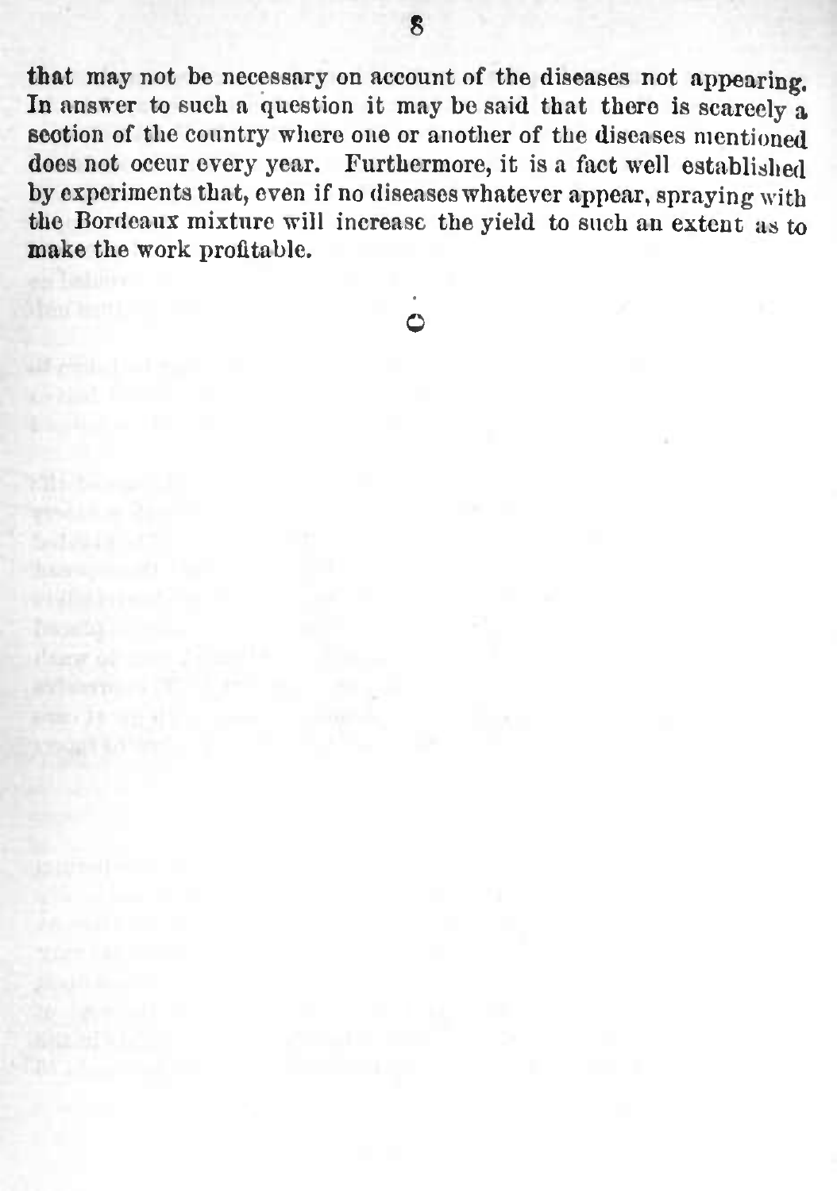that may not be necessary on account of the diseases not appearing. In answer to such a question it may be said that there is scarcely a section of the country where one or another of the diseases mentioned does not occur every year. Furthermore, it is a fact well established by experiments that, even if no diseases whatever appear, spraying with the Bordeaux mixture will increase the yield to such an extent as to make the work profitable.